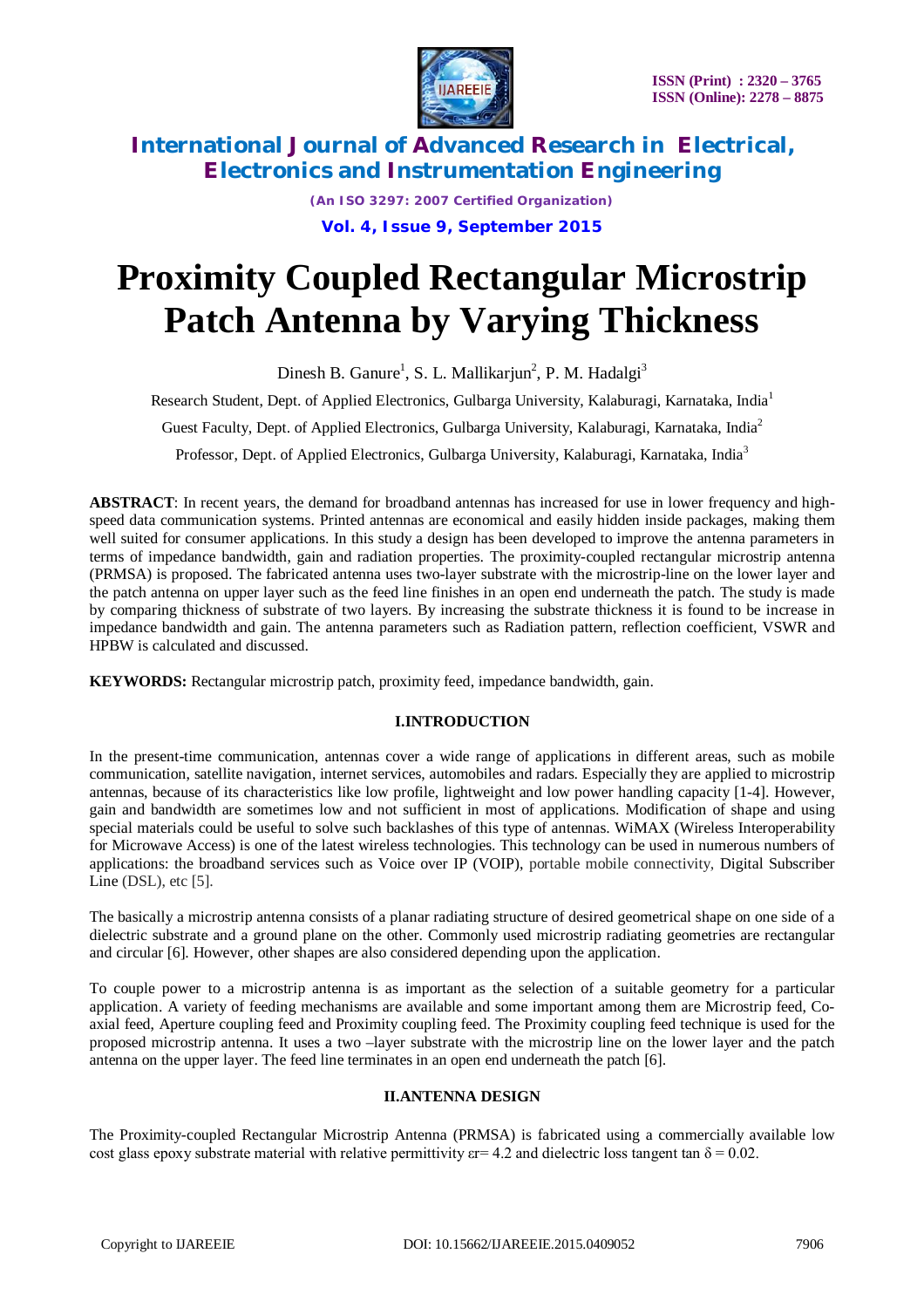# Proximity Coupled Rectangular Microstrip Patch Antenna by Varying Thickness

Dinesh B. Ganure[1], S. L. Mallikarjun[2], P. M. Hadalgi[3]

Research Student, Dept. of Applied Electronics, Gulbarga University, Kalaburagi, Karnataka, India[1]

Guest Faculty, Dept. of Applied Electronics, Gulbarga University, Kalaburagi, Karnataka, India[2]

Professor, Dept. of Applied Electronics, Gulbarga University, Kalaburagi, Karnataka, India[3]

**ABSTRACT**: In recent years, the demand for broadband antennas has increased for use in lower frequency and high-speed data communication systems. Printed antennas are economical and easily hidden inside packages, making them well suited for consumer applications. In this study a design has been developed to improve the antenna parameters in terms of impedance bandwidth, gain and radiation properties. The proximity-coupled rectangular microstrip antenna (PRMSA) is proposed. The fabricated antenna uses two-layer substrate with the microstrip-line on the lower layer and the patch antenna on upper layer such as the feed line finishes in an open end underneath the patch. The study is made by comparing thickness of substrate of two layers. By increasing the substrate thickness it is found to be increase in impedance bandwidth and gain. The antenna parameters such as Radiation pattern, reflection coefficient, VSWR and HPBW is calculated and discussed.

**KEYWORDS:** Rectangular microstrip patch, proximity feed, impedance bandwidth, gain.

## I.INTRODUCTION

In the present-time communication, antennas cover a wide range of applications in different areas, such as mobile communication, satellite navigation, internet services, automobiles and radars. Especially they are applied to microstrip antennas, because of its characteristics like low profile, lightweight and low power handling capacity [1-4]. However, gain and bandwidth are sometimes low and not sufficient in most of applications. Modification of shape and using special materials could be useful to solve such backlashes of this type of antennas. WiMAX (Wireless Interoperability for Microwave Access) is one of the latest wireless technologies. This technology can be used in numerous numbers of applications: the broadband services such as Voice over IP (VOIP), portable mobile connectivity, Digital Subscriber Line (DSL), etc [5].

The basically a microstrip antenna consists of a planar radiating structure of desired geometrical shape on one side of a dielectric substrate and a ground plane on the other. Commonly used microstrip radiating geometries are rectangular and circular [6]. However, other shapes are also considered depending upon the application.

To couple power to a microstrip antenna is as important as the selection of a suitable geometry for a particular application. A variety of feeding mechanisms are available and some important among them are Microstrip feed, Co-axial feed, Aperture coupling feed and Proximity coupling feed. The Proximity coupling feed technique is used for the proposed microstrip antenna. It uses a two –layer substrate with the microstrip line on the lower layer and the patch antenna on the upper layer. The feed line terminates in an open end underneath the patch [6].

## II.ANTENNA DESIGN

The Proximity-coupled Rectangular Microstrip Antenna (PRMSA) is fabricated using a commercially available low cost glass epoxy substrate material with relative permittivity $\varepsilon_r = 4.2$ and dielectric loss tangent $\tan \delta = 0.02$.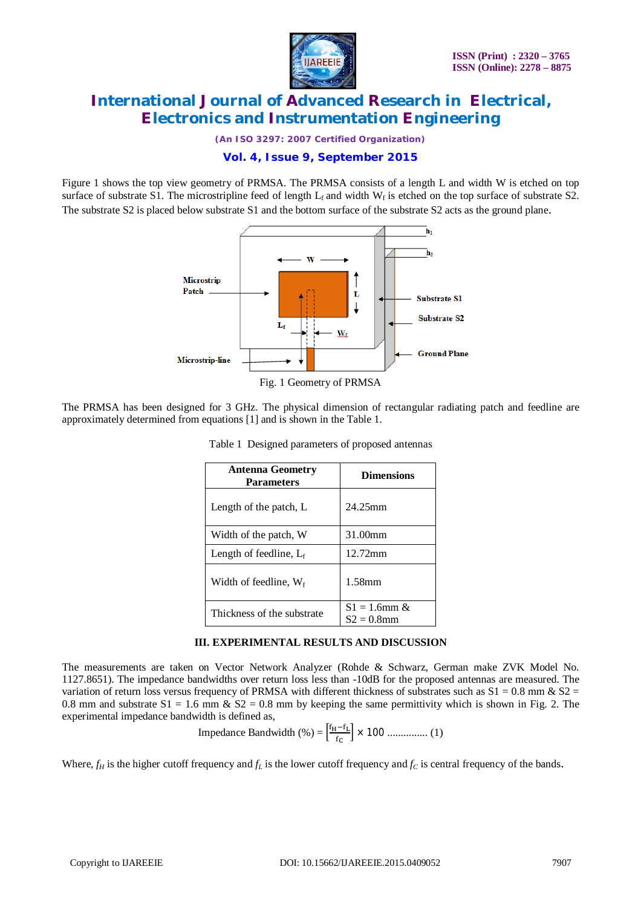Figure 1 shows the top view geometry of PRMSA. The PRMSA consists of a length L and width W is etched on top surface of substrate S1. The microstripline feed of length $L_f$ and width $W_f$ is etched on the top surface of substrate S2. The substrate S2 is placed below substrate S1 and the bottom surface of the substrate S2 acts as the ground plane.

Fig. 1 Geometry of PRMSA

The PRMSA has been designed for 3 GHz. The physical dimension of rectangular radiating patch and feedline are approximately determined from equations [1] and is shown in the Table 1.

Table 1 Designed parameters of proposed antennas

| Antenna Geometry Parameters | Dimensions |
|---|---|
| Length of the patch, L | 24.25mm |
| Width of the patch, W | 31.00mm |
| Length of feedline, $L_f$ | 12.72mm |
| Width of feedline, $W_f$ | 1.58mm |
| Thickness of the substrate | S1 = 1.6mm & S2 = 0.8mm |

## III. EXPERIMENTAL RESULTS AND DISCUSSION

The measurements are taken on Vector Network Analyzer (Rohde & Schwarz, German make ZVK Model No. 1127.8651). The impedance bandwidths over return loss less than -10dB for the proposed antennas are measured. The variation of return loss versus frequency of PRMSA with different thickness of substrates such as S1 = 0.8 mm & S2 = 0.8 mm and substrate S1 = 1.6 mm & S2 = 0.8 mm by keeping the same permittivity which is shown in Fig. 2. The experimental impedance bandwidth is defined as,

$$\text{Impedance Bandwidth (\%)} = \left[\frac{f_H - f_L}{f_C}\right] \times 100 \quad \text{...............} \quad (1)$$

Where, $f_H$ is the higher cutoff frequency and $f_L$ is the lower cutoff frequency and $f_C$ is central frequency of the bands.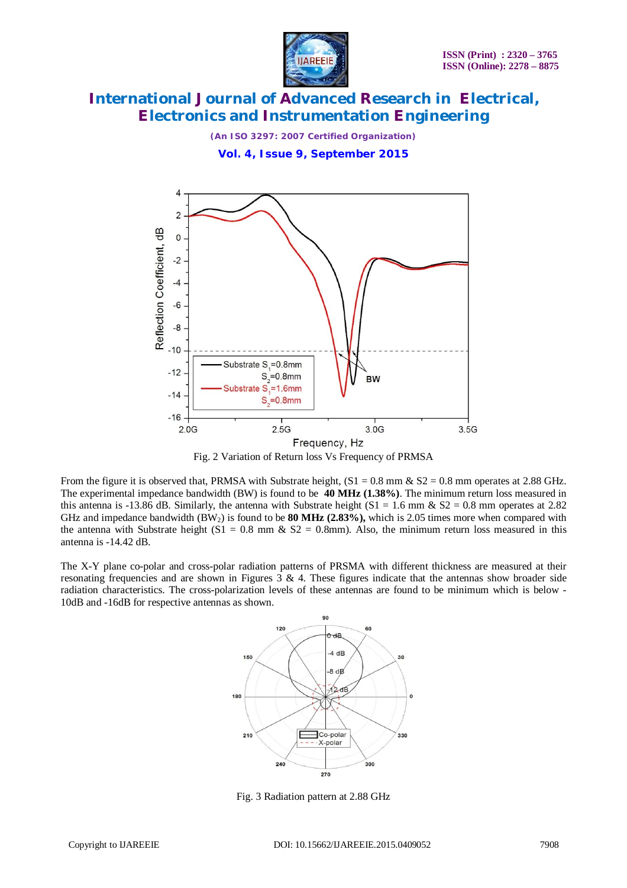Fig. 2 Variation of Return loss Vs Frequency of PRMSA

From the figure it is observed that, PRMSA with Substrate height, (S1 = 0.8 mm & S2 = 0.8 mm operates at 2.88 GHz. The experimental impedance bandwidth (BW) is found to be **40 MHz (1.38%)**. The minimum return loss measured in this antenna is -13.86 dB. Similarly, the antenna with Substrate height (S1 = 1.6 mm & S2 = 0.8 mm operates at 2.82 GHz and impedance bandwidth ($BW_2$) is found to be **80 MHz (2.83%),** which is 2.05 times more when compared with the antenna with Substrate height (S1 = 0.8 mm & S2 = 0.8mm). Also, the minimum return loss measured in this antenna is -14.42 dB.

The X-Y plane co-polar and cross-polar radiation patterns of PRSMA with different thickness are measured at their resonating frequencies and are shown in Figures 3 & 4. These figures indicate that the antennas show broader side radiation characteristics. The cross-polarization levels of these antennas are found to be minimum which is below -10dB and -16dB for respective antennas as shown.

Fig. 3 Radiation pattern at 2.88 GHz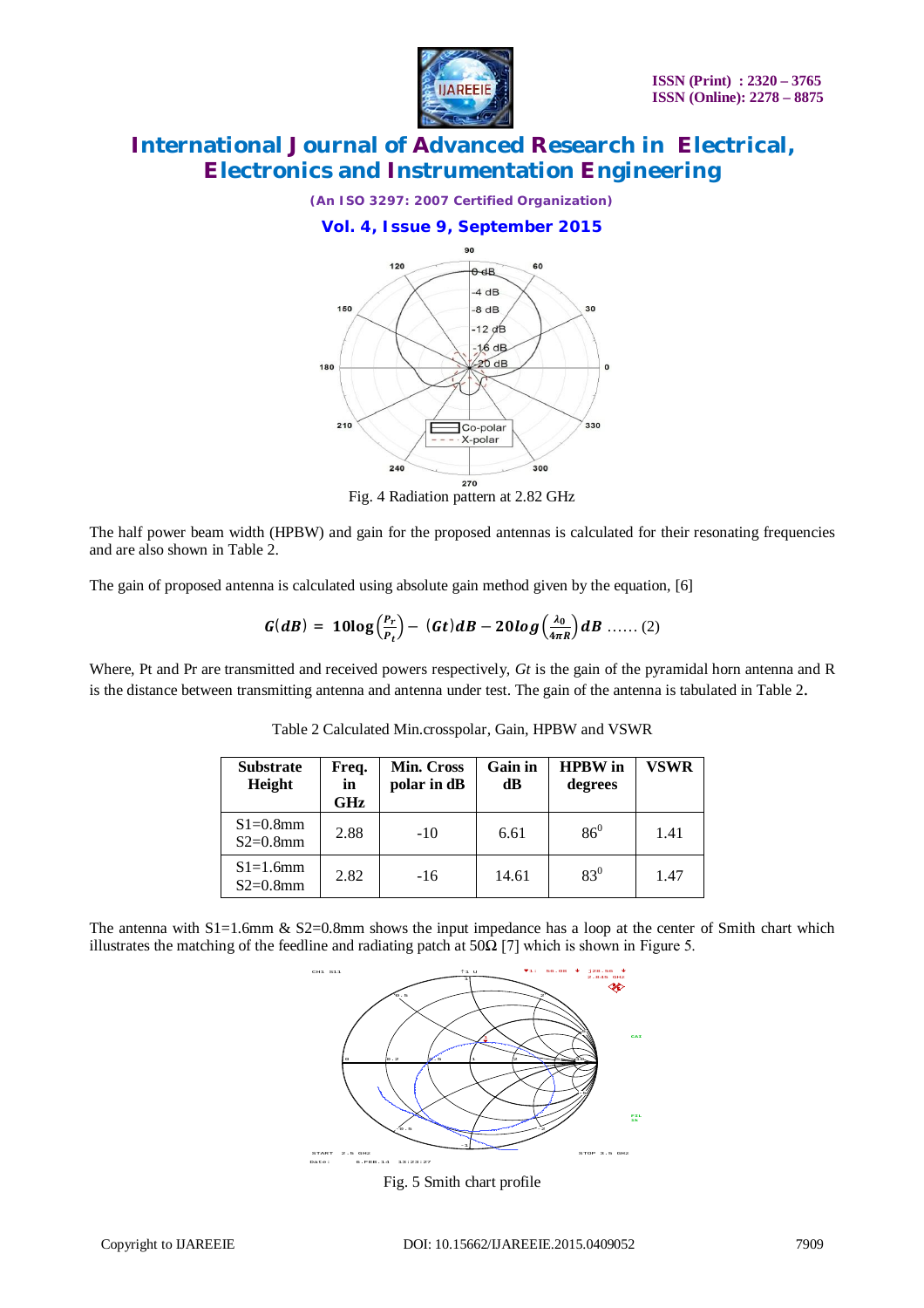Fig. 4 Radiation pattern at 2.82 GHz

The half power beam width (HPBW) and gain for the proposed antennas is calculated for their resonating frequencies and are also shown in Table 2.

The gain of proposed antenna is calculated using absolute gain method given by the equation, [6]

$$G(dB) = 10\log\left(\frac{P_r}{P_t}\right) - (Gt)dB - 20log\left(\frac{\lambda_0}{4\pi R}\right)dB \quad \ldots\ldots (2)$$

Where, Pt and Pr are transmitted and received powers respectively, *Gt* is the gain of the pyramidal horn antenna and R is the distance between transmitting antenna and antenna under test. The gain of the antenna is tabulated in Table 2.

Table 2 Calculated Min.crosspolar, Gain, HPBW and VSWR

| Substrate Height | Freq. in GHz | Min. Cross polar in dB | Gain in dB | HPBW in degrees | VSWR |
|---|---|---|---|---|---|
| S1=0.8mm S2=0.8mm | 2.88 | -10 | 6.61 | $86^0$ | 1.41 |
| S1=1.6mm S2=0.8mm | 2.82 | -16 | 14.61 | $83^0$ | 1.47 |

The antenna with S1=1.6mm & S2=0.8mm shows the input impedance has a loop at the center of Smith chart which illustrates the matching of the feedline and radiating patch at 50Ω [7] which is shown in Figure 5.

Fig. 5 Smith chart profile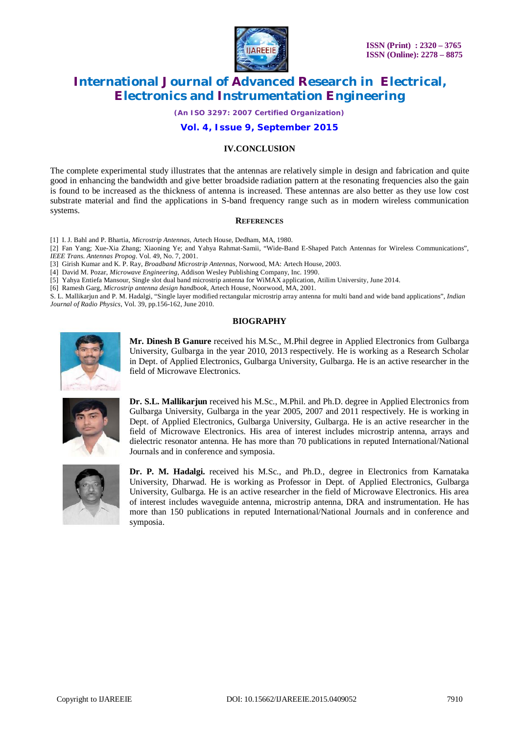## IV.CONCLUSION

The complete experimental study illustrates that the antennas are relatively simple in design and fabrication and quite good in enhancing the bandwidth and give better broadside radiation pattern at the resonating frequencies also the gain is found to be increased as the thickness of antenna is increased. These antennas are also better as they use low cost substrate material and find the applications in S-band frequency range such as in modern wireless communication systems.

## REFERENCES

[1] I. J. Bahl and P. Bhartia, *Microstrip Antennas*, Artech House, Dedham, MA, 1980.

[2] Fan Yang; Xue-Xia Zhang; Xiaoning Ye; and Yahya Rahmat-Samii, "Wide-Band E-Shaped Patch Antennas for Wireless Communications", *IEEE Trans. Antennas Propog*. Vol. 49, No. 7, 2001.

[3] Girish Kumar and K. P. Ray, *Broadband Microstrip Antennas*, Norwood, MA: Artech House, 2003.

[4] David M. Pozar, *Microwave Engineering*, Addison Wesley Publishing Company, Inc. 1990.

[5] Yahya Entiefa Mansour, Single slot dual band microstrip antenna for WiMAX application, Atilim University, June 2014.

[6] Ramesh Garg, *Microstrip antenna design handbook*, Artech House, Noorwood, MA, 2001.

S. L. Mallikarjun and P. M. Hadalgi, "Single layer modified rectangular microstrip array antenna for multi band and wide band applications", *Indian Journal of Radio Physics*, Vol. 39, pp.156-162, June 2010.

## BIOGRAPHY

**Mr. Dinesh B Ganure** received his M.Sc., M.Phil degree in Applied Electronics from Gulbarga University, Gulbarga in the year 2010, 2013 respectively. He is working as a Research Scholar in Dept. of Applied Electronics, Gulbarga University, Gulbarga. He is an active researcher in the field of Microwave Electronics.

**Dr. S.L. Mallikarjun** received his M.Sc., M.Phil. and Ph.D. degree in Applied Electronics from Gulbarga University, Gulbarga in the year 2005, 2007 and 2011 respectively. He is working in Dept. of Applied Electronics, Gulbarga University, Gulbarga. He is an active researcher in the field of Microwave Electronics. His area of interest includes microstrip antenna, arrays and dielectric resonator antenna. He has more than 70 publications in reputed International/National Journals and in conference and symposia.

**Dr. P. M. Hadalgi.** received his M.Sc., and Ph.D., degree in Electronics from Karnataka University, Dharwad. He is working as Professor in Dept. of Applied Electronics, Gulbarga University, Gulbarga. He is an active researcher in the field of Microwave Electronics. His area of interest includes waveguide antenna, microstrip antenna, DRA and instrumentation. He has more than 150 publications in reputed International/National Journals and in conference and symposia.